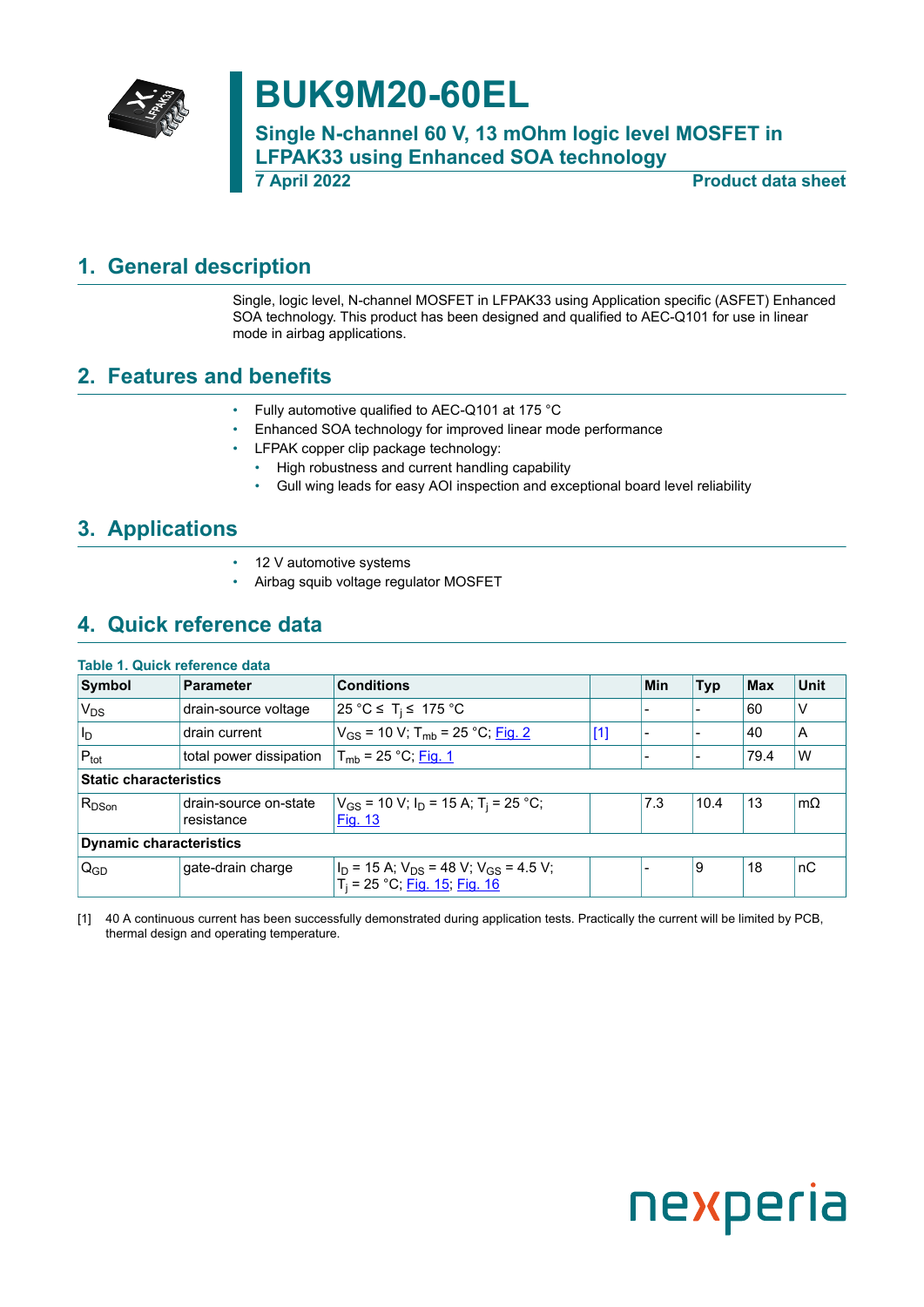# BUK9M20-60EL

## Single N-channel 60 V, 13 mOhm logic level MOSFET in LFPAK33 using Enhanced SOA technology

**7 April 2022** **Product data sheet**

## 1. General description

Single, logic level, N-channel MOSFET in LFPAK33 using Application specific (ASFET) Enhanced SOA technology. This product has been designed and qualified to AEC-Q101 for use in linear mode in airbag applications.

## 2. Features and benefits

- Fully automotive qualified to AEC-Q101 at 175 °C
- Enhanced SOA technology for improved linear mode performance
- LFPAK copper clip package technology:
  - High robustness and current handling capability
  - Gull wing leads for easy AOI inspection and exceptional board level reliability

## 3. Applications

- 12 V automotive systems
- Airbag squib voltage regulator MOSFET

## 4. Quick reference data

**Table 1. Quick reference data**

| Symbol | Parameter | Conditions | | Min | Typ | Max | Unit |
|---|---|---|---|---|---|---|---|
| $V_{DS}$ | drain-source voltage | 25 °C ≤ $T_j$ ≤ 175 °C | | - | - | 60 | V |
| $I_D$ | drain current | $V_{GS}$ = 10 V; $T_{mb}$ = 25 °C; Fig. 2 | [1] | - | - | 40 | A |
| $P_{tot}$ | total power dissipation | $T_{mb}$ = 25 °C; Fig. 1 | | - | - | 79.4 | W |
| **Static characteristics** | | | | | | | |
| $R_{DSon}$ | drain-source on-state resistance | $V_{GS}$ = 10 V; $I_D$ = 15 A; $T_j$ = 25 °C; Fig. 13 | | 7.3 | 10.4 | 13 | mΩ |
| **Dynamic characteristics** | | | | | | | |
| $Q_{GD}$ | gate-drain charge | $I_D$ = 15 A; $V_{DS}$ = 48 V; $V_{GS}$ = 4.5 V; $T_j$ = 25 °C; Fig. 15; Fig. 16 | | - | 9 | 18 | nC |

[1] 40 A continuous current has been successfully demonstrated during application tests. Practically the current will be limited by PCB, thermal design and operating temperature.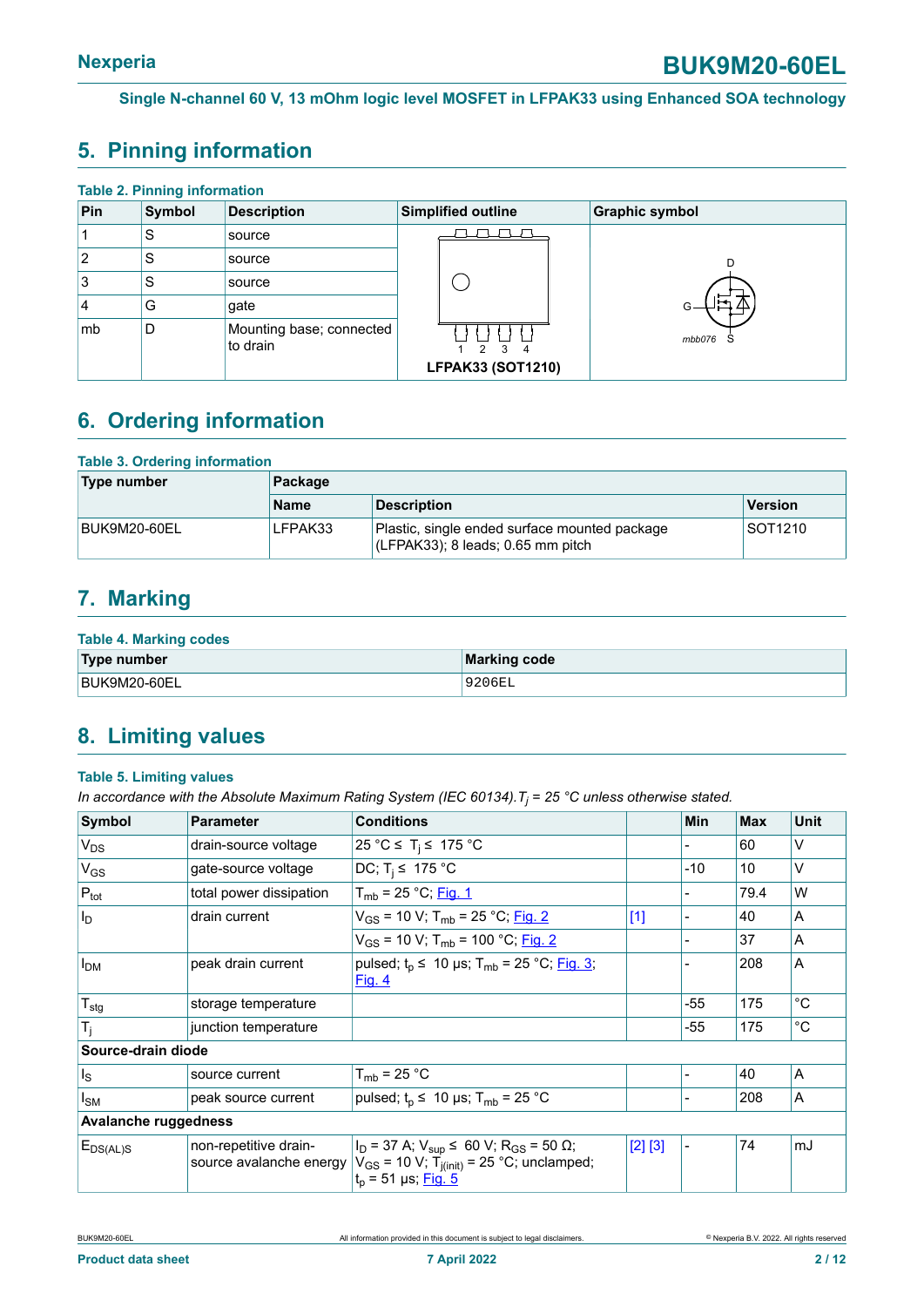## 5. Pinning information

**Table 2. Pinning information**

| Pin | Symbol | Description | Simplified outline | Graphic symbol |
|---|---|---|---|---|
| 1 | S | source | LFPAK33 (SOT1210) | mbb076 |
| 2 | S | source | | |
| 3 | S | source | | |
| 4 | G | gate | | |
| mb | D | Mounting base; connected to drain | | |

## 6. Ordering information

**Table 3. Ordering information**

| Type number | Package | | |
|---|---|---|---|
| | Name | Description | Version |
| BUK9M20-60EL | LFPAK33 | Plastic, single ended surface mounted package (LFPAK33); 8 leads; 0.65 mm pitch | SOT1210 |

## 7. Marking

**Table 4. Marking codes**

| Type number | Marking code |
|---|---|
| BUK9M20-60EL | 9206EL |

## 8. Limiting values

**Table 5. Limiting values**

*In accordance with the Absolute Maximum Rating System (IEC 60134).* $T_j$ *= 25 °C unless otherwise stated.*

| Symbol | Parameter | Conditions | | Min | Max | Unit |
|---|---|---|---|---|---|---|
| $V_{DS}$ | drain-source voltage | 25 °C ≤ $T_j$ ≤ 175 °C | | - | 60 | V |
| $V_{GS}$ | gate-source voltage | DC; $T_j$ ≤ 175 °C | | -10 | 10 | V |
| $P_{tot}$ | total power dissipation | $T_{mb}$ = 25 °C; Fig. 1 | | - | 79.4 | W |
| $I_D$ | drain current | $V_{GS}$ = 10 V; $T_{mb}$ = 25 °C; Fig. 2 | [1] | - | 40 | A |
| | | $V_{GS}$ = 10 V; $T_{mb}$ = 100 °C; Fig. 2 | | - | 37 | A |
| $I_{DM}$ | peak drain current | pulsed; $t_p$ ≤ 10 µs; $T_{mb}$ = 25 °C; Fig. 3; Fig. 4 | | - | 208 | A |
| $T_{stg}$ | storage temperature | | | -55 | 175 | °C |
| $T_j$ | junction temperature | | | -55 | 175 | °C |
| **Source-drain diode** | | | | | | |
| $I_S$ | source current | $T_{mb}$ = 25 °C | | - | 40 | A |
| $I_{SM}$ | peak source current | pulsed; $t_p$ ≤ 10 µs; $T_{mb}$ = 25 °C | | - | 208 | A |
| **Avalanche ruggedness** | | | | | | |
| $E_{DS(AL)S}$ | non-repetitive drain-source avalanche energy | $I_D$ = 37 A; $V_{sup}$ ≤ 60 V; $R_{GS}$ = 50 Ω; $V_{GS}$ = 10 V; $T_{j(init)}$ = 25 °C; unclamped; $t_p$ = 51 µs; Fig. 5 | [2] [3] | - | 74 | mJ |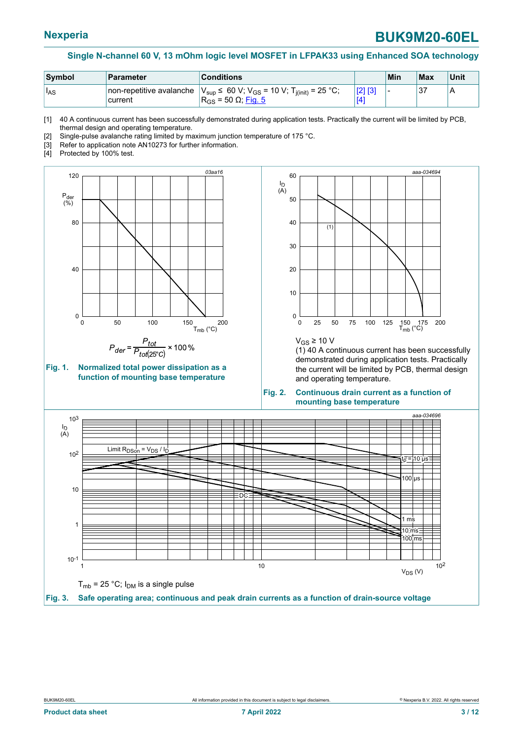| Symbol | Parameter | Conditions | | Min | Max | Unit |
|---|---|---|---|---|---|---|
| $I_{AS}$ | non-repetitive avalanche current | $V_{sup} \leq$ 60 V; $V_{GS}$ = 10 V; $T_{j(init)}$ = 25 °C; $R_{GS}$ = 50 Ω; Fig. 5 | [2] [3] [4] | - | 37 | A |

[1] 40 A continuous current has been successfully demonstrated during application tests. Practically the current will be limited by PCB, thermal design and operating temperature.

[2] Single-pulse avalanche rating limited by maximum junction temperature of 175 °C.

[3] Refer to application note AN10273 for further information.

[4] Protected by 100% test.

$$P_{der} = \frac{P_{tot}}{P_{tot(25°C)}} \times 100\,\%$$

**Fig. 1. Normalized total power dissipation as a function of mounting base temperature**

$V_{GS} \geq$ 10 V

(1) 40 A continuous current has been successfully demonstrated during application tests. Practically the current will be limited by PCB, thermal design and operating temperature.

**Fig. 2. Continuous drain current as a function of mounting base temperature**

$T_{mb}$ = 25 °C; $I_{DM}$ is a single pulse

**Fig. 3. Safe operating area; continuous and peak drain currents as a function of drain-source voltage**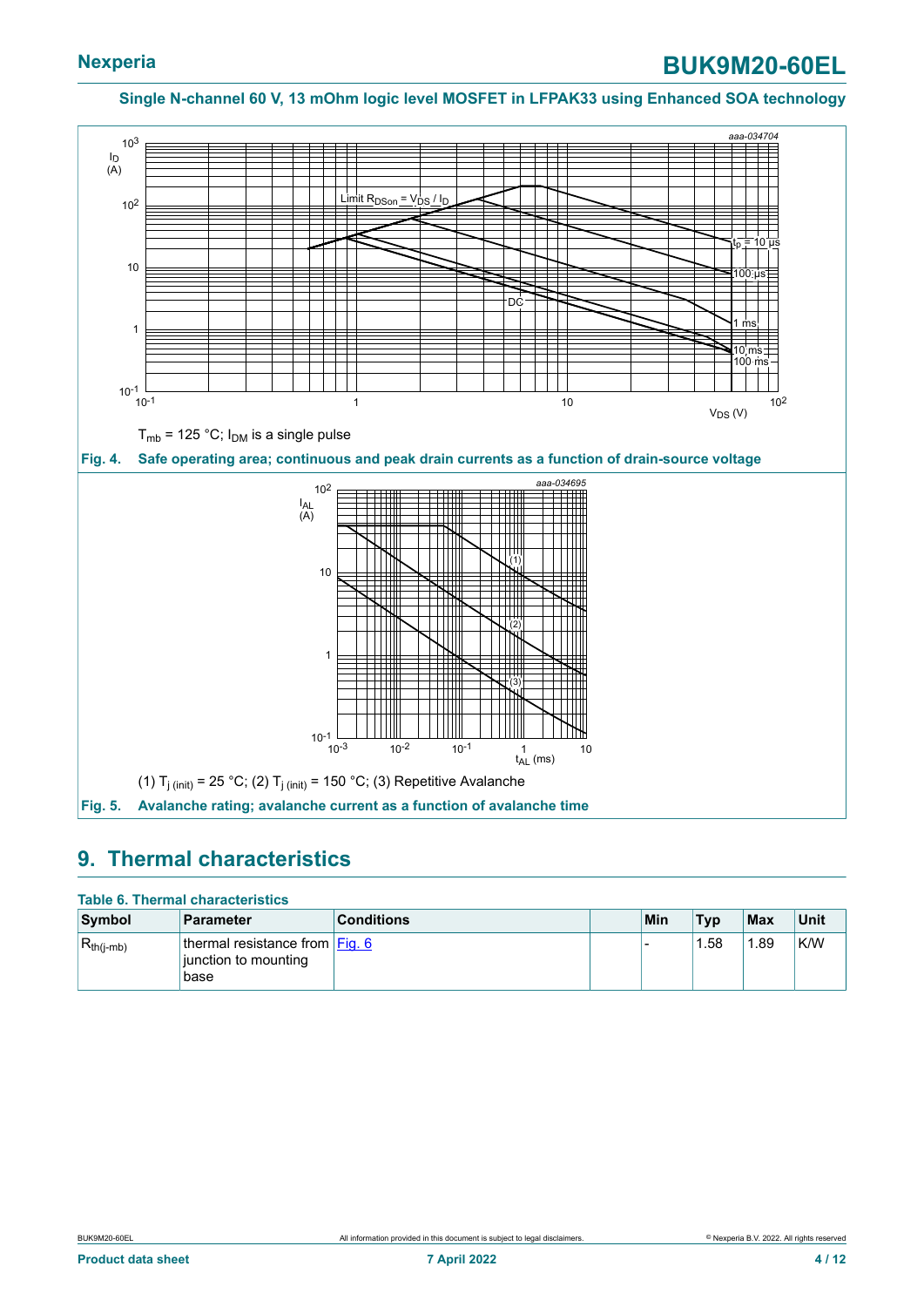$T_{mb}$ = 125 °C; $I_{DM}$ is a single pulse

**Fig. 4. Safe operating area; continuous and peak drain currents as a function of drain-source voltage**

(1) $T_{j\,(init)}$ = 25 °C; (2) $T_{j\,(init)}$ = 150 °C; (3) Repetitive Avalanche

**Fig. 5. Avalanche rating; avalanche current as a function of avalanche time**

## 9. Thermal characteristics

**Table 6. Thermal characteristics**

| Symbol | Parameter | Conditions | | Min | Typ | Max | Unit |
|---|---|---|---|---|---|---|---|
| $R_{th(j-mb)}$ | thermal resistance from junction to mounting base | Fig. 6 | | - | 1.58 | 1.89 | K/W |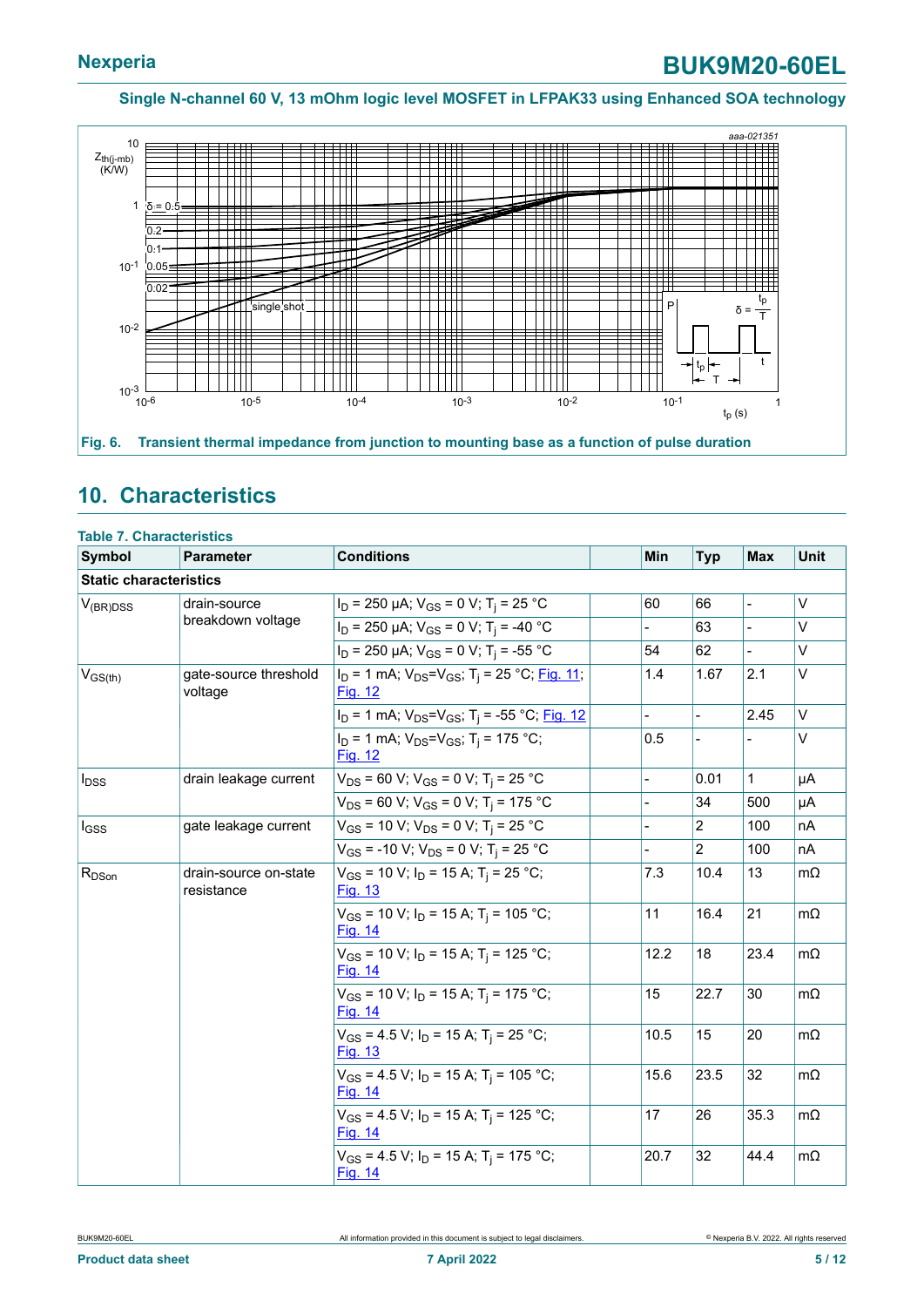Fig. 6. Transient thermal impedance from junction to mounting base as a function of pulse duration

## 10. Characteristics

**Table 7. Characteristics**

| Symbol | Parameter | Conditions | | Min | Typ | Max | Unit |
|---|---|---|---|---|---|---|---|
| **Static characteristics** | | | | | | | |
| $V_{(BR)DSS}$ | drain-source breakdown voltage | $I_D$ = 250 μA; $V_{GS}$ = 0 V; $T_j$ = 25 °C | | 60 | 66 | - | V |
| | | $I_D$ = 250 μA; $V_{GS}$ = 0 V; $T_j$ = -40 °C | | - | 63 | - | V |
| | | $I_D$ = 250 μA; $V_{GS}$ = 0 V; $T_j$ = -55 °C | | 54 | 62 | - | V |
| $V_{GS(th)}$ | gate-source threshold voltage | $I_D$ = 1 mA; $V_{DS}$=$V_{GS}$; $T_j$ = 25 °C; Fig. 11; Fig. 12 | | 1.4 | 1.67 | 2.1 | V |
| | | $I_D$ = 1 mA; $V_{DS}$=$V_{GS}$; $T_j$ = -55 °C; Fig. 12 | | - | - | 2.45 | V |
| | | $I_D$ = 1 mA; $V_{DS}$=$V_{GS}$; $T_j$ = 175 °C; Fig. 12 | | 0.5 | - | - | V |
| $I_{DSS}$ | drain leakage current | $V_{DS}$ = 60 V; $V_{GS}$ = 0 V; $T_j$ = 25 °C | | - | 0.01 | 1 | μA |
| | | $V_{DS}$ = 60 V; $V_{GS}$ = 0 V; $T_j$ = 175 °C | | - | 34 | 500 | μA |
| $I_{GSS}$ | gate leakage current | $V_{GS}$ = 10 V; $V_{DS}$ = 0 V; $T_j$ = 25 °C | | - | 2 | 100 | nA |
| | | $V_{GS}$ = -10 V; $V_{DS}$ = 0 V; $T_j$ = 25 °C | | - | 2 | 100 | nA |
| $R_{DSon}$ | drain-source on-state resistance | $V_{GS}$ = 10 V; $I_D$ = 15 A; $T_j$ = 25 °C; Fig. 13 | | 7.3 | 10.4 | 13 | mΩ |
| | | $V_{GS}$ = 10 V; $I_D$ = 15 A; $T_j$ = 105 °C; Fig. 14 | | 11 | 16.4 | 21 | mΩ |
| | | $V_{GS}$ = 10 V; $I_D$ = 15 A; $T_j$ = 125 °C; Fig. 14 | | 12.2 | 18 | 23.4 | mΩ |
| | | $V_{GS}$ = 10 V; $I_D$ = 15 A; $T_j$ = 175 °C; Fig. 14 | | 15 | 22.7 | 30 | mΩ |
| | | $V_{GS}$ = 4.5 V; $I_D$ = 15 A; $T_j$ = 25 °C; Fig. 13 | | 10.5 | 15 | 20 | mΩ |
| | | $V_{GS}$ = 4.5 V; $I_D$ = 15 A; $T_j$ = 105 °C; Fig. 14 | | 15.6 | 23.5 | 32 | mΩ |
| | | $V_{GS}$ = 4.5 V; $I_D$ = 15 A; $T_j$ = 125 °C; Fig. 14 | | 17 | 26 | 35.3 | mΩ |
| | | $V_{GS}$ = 4.5 V; $I_D$ = 15 A; $T_j$ = 175 °C; Fig. 14 | | 20.7 | 32 | 44.4 | mΩ |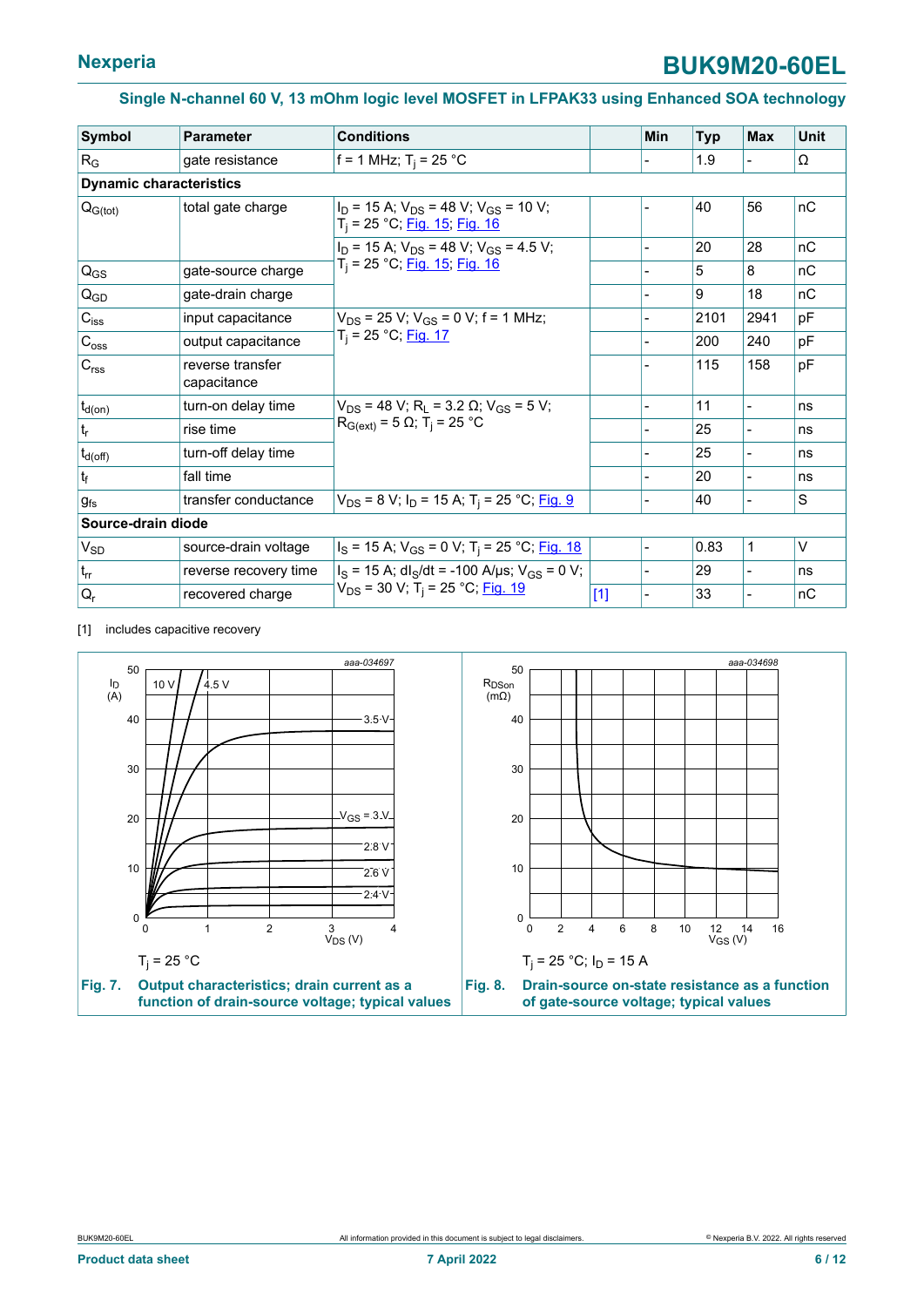## Single N-channel 60 V, 13 mOhm logic level MOSFET in LFPAK33 using Enhanced SOA technology

| Symbol | Parameter | Conditions | | Min | Typ | Max | Unit |
|---|---|---|---|---|---|---|---|
| $R_G$ | gate resistance | f = 1 MHz; $T_j$ = 25 °C | | - | 1.9 | - | Ω |
| **Dynamic characteristics** | | | | | | | |
| $Q_{G(tot)}$ | total gate charge | $I_D$ = 15 A; $V_{DS}$ = 48 V; $V_{GS}$ = 10 V; $T_j$ = 25 °C; Fig. 15; Fig. 16 | | - | 40 | 56 | nC |
| | | $I_D$ = 15 A; $V_{DS}$ = 48 V; $V_{GS}$ = 4.5 V; $T_j$ = 25 °C; Fig. 15; Fig. 16 | | - | 20 | 28 | nC |
| $Q_{GS}$ | gate-source charge | | | - | 5 | 8 | nC |
| $Q_{GD}$ | gate-drain charge | | | - | 9 | 18 | nC |
| $C_{iss}$ | input capacitance | $V_{DS}$ = 25 V; $V_{GS}$ = 0 V; f = 1 MHz; $T_j$ = 25 °C; Fig. 17 | | - | 2101 | 2941 | pF |
| $C_{oss}$ | output capacitance | | | - | 200 | 240 | pF |
| $C_{rss}$ | reverse transfer capacitance | | | - | 115 | 158 | pF |
| $t_{d(on)}$ | turn-on delay time | $V_{DS}$ = 48 V; $R_L$ = 3.2 Ω; $V_{GS}$ = 5 V; $R_{G(ext)}$ = 5 Ω; $T_j$ = 25 °C | | - | 11 | - | ns |
| $t_r$ | rise time | | | - | 25 | - | ns |
| $t_{d(off)}$ | turn-off delay time | | | - | 25 | - | ns |
| $t_f$ | fall time | | | - | 20 | - | ns |
| $g_{fs}$ | transfer conductance | $V_{DS}$ = 8 V; $I_D$ = 15 A; $T_j$ = 25 °C; Fig. 9 | | - | 40 | - | S |
| **Source-drain diode** | | | | | | | |
| $V_{SD}$ | source-drain voltage | $I_S$ = 15 A; $V_{GS}$ = 0 V; $T_j$ = 25 °C; Fig. 18 | | - | 0.83 | 1 | V |
| $t_{rr}$ | reverse recovery time | $I_S$ = 15 A; $dI_S/dt$ = -100 A/µs; $V_{GS}$ = 0 V; $V_{DS}$ = 30 V; $T_j$ = 25 °C; Fig. 19 | | - | 29 | - | ns |
| $Q_r$ | recovered charge | | [1] | - | 33 | - | nC |

[1] includes capacitive recovery

$T_j$ = 25 °C

**Fig. 7. Output characteristics; drain current as a function of drain-source voltage; typical values**

$T_j$ = 25 °C; $I_D$ = 15 A

**Fig. 8. Drain-source on-state resistance as a function of gate-source voltage; typical values**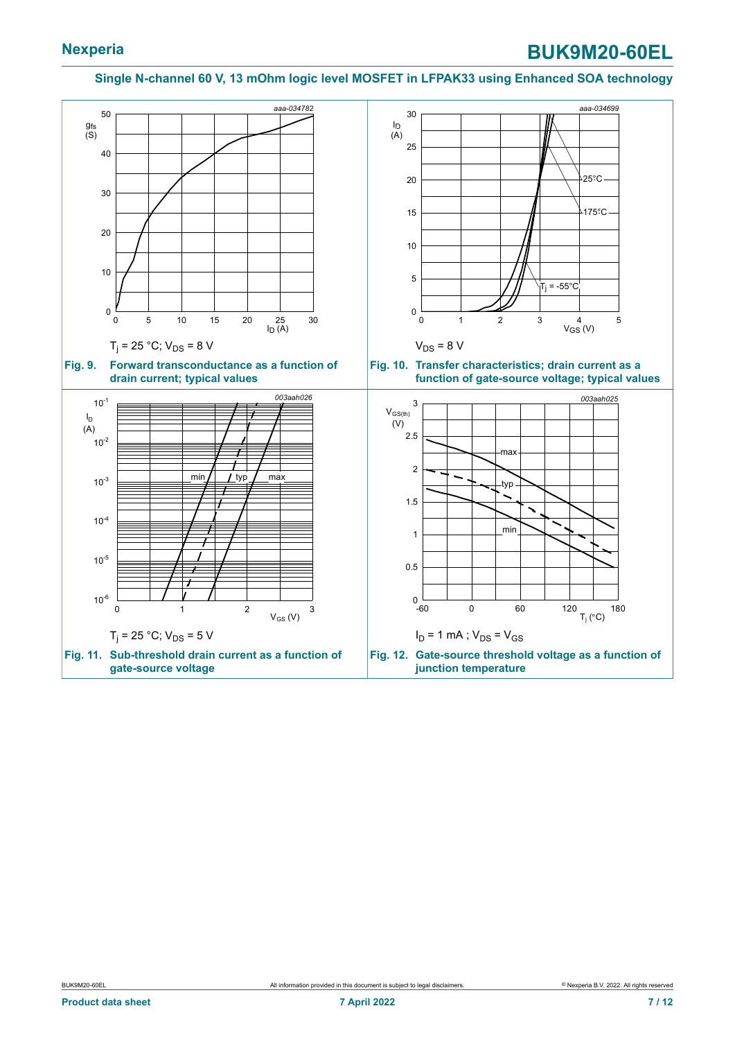## Single N-channel 60 V, 13 mOhm logic level MOSFET in LFPAK33 using Enhanced SOA technology

$T_j$ = 25 °C; $V_{DS}$ = 8 V

**Fig. 9. Forward transconductance as a function of drain current; typical values**

$V_{DS}$ = 8 V

**Fig. 10. Transfer characteristics; drain current as a function of gate-source voltage; typical values**

$T_j$ = 25 °C; $V_{DS}$ = 5 V

**Fig. 11. Sub-threshold drain current as a function of gate-source voltage**

$I_D$ = 1 mA ; $V_{DS}$ = $V_{GS}$

**Fig. 12. Gate-source threshold voltage as a function of junction temperature**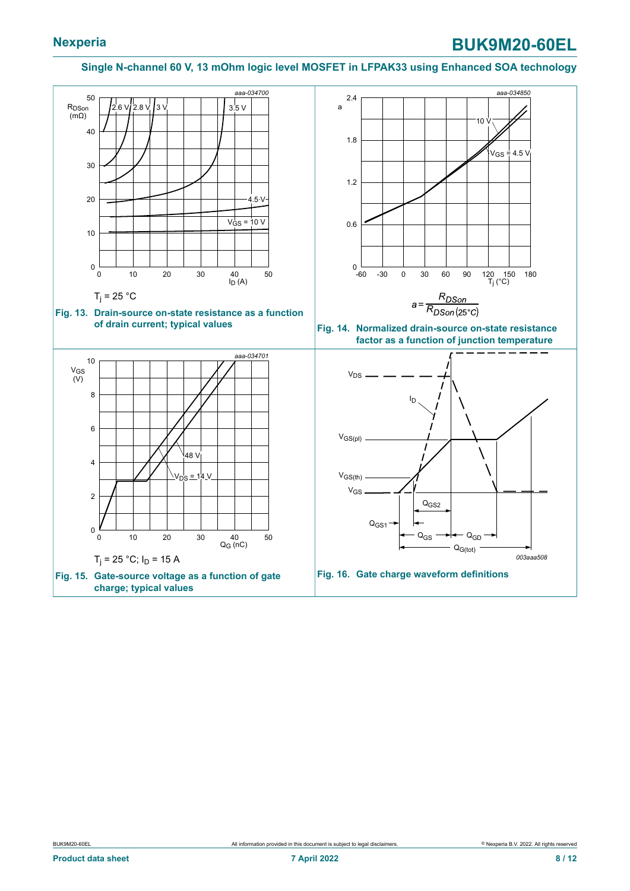$T_j$ = 25 °C

**Fig. 13. Drain-source on-state resistance as a function of drain current; typical values**

$$a = \frac{R_{DSon}}{R_{DSon(25°C)}}$$

**Fig. 14. Normalized drain-source on-state resistance factor as a function of junction temperature**

$T_j$ = 25 °C; $I_D$ = 15 A

**Fig. 15. Gate-source voltage as a function of gate charge; typical values**

**Fig. 16. Gate charge waveform definitions**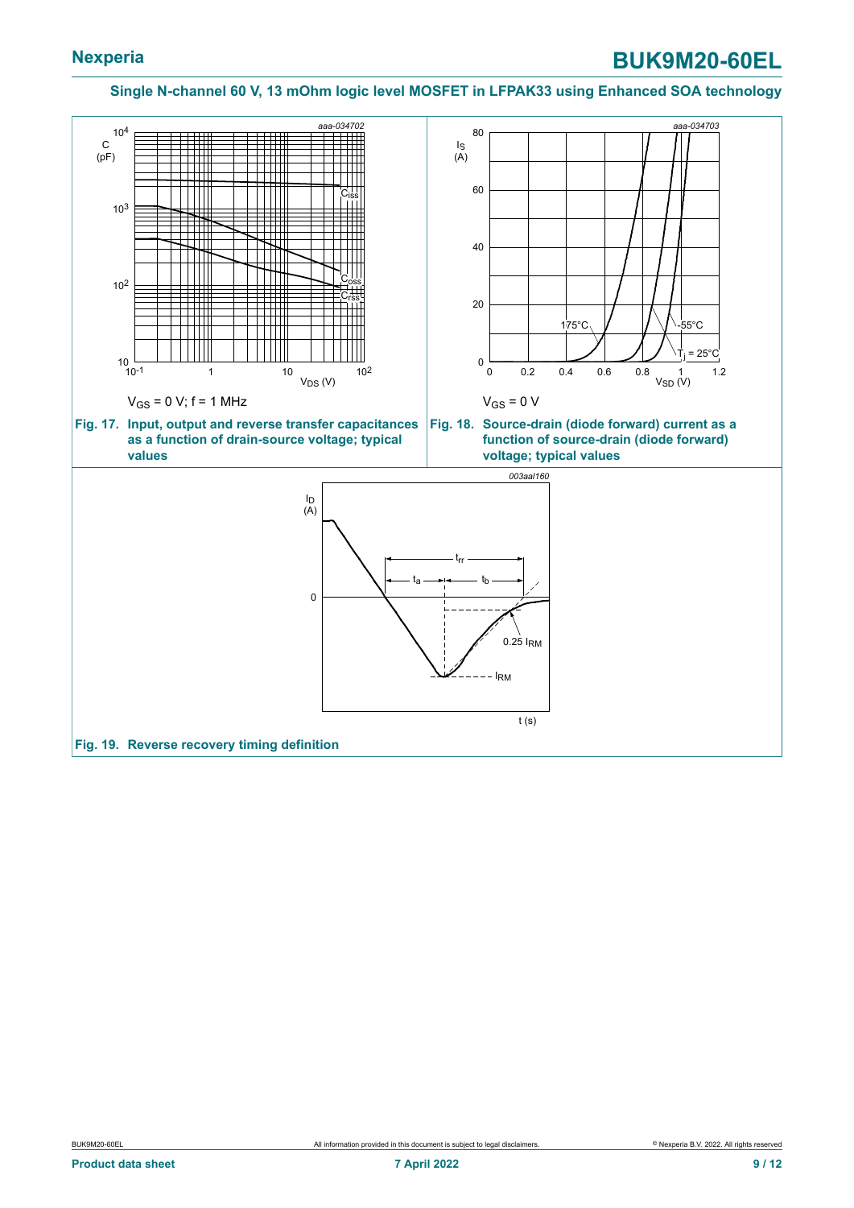$V_{GS}$ = 0 V; f = 1 MHz

**Fig. 17. Input, output and reverse transfer capacitances as a function of drain-source voltage; typical values**

$V_{GS}$ = 0 V

**Fig. 18. Source-drain (diode forward) current as a function of source-drain (diode forward) voltage; typical values**

**Fig. 19. Reverse recovery timing definition**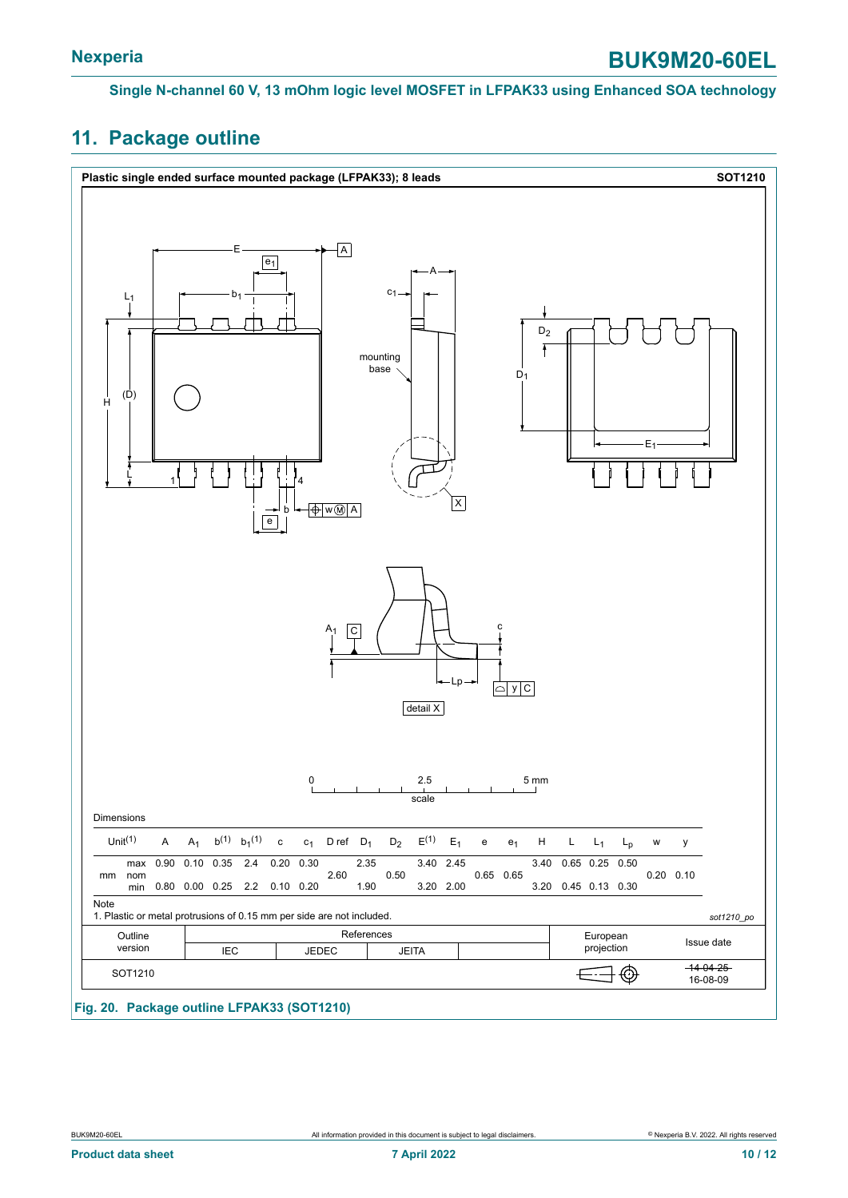## 11. Package outline

**Plastic single ended surface mounted package (LFPAK33); 8 leads** **SOT1210**

Dimensions

| Unit[1] | | A | $A_1$ | b[1] | $b_1$[1] | c | $c_1$ | D ref | $D_1$ | $D_2$ | E[1] | $E_1$ | e | $e_1$ | H | L | $L_1$ | $L_p$ | w | y |
|---|---|---|---|---|---|---|---|---|---|---|---|---|---|---|---|---|---|---|---|---|
| mm | max | 0.90 | 0.10 | 0.35 | 2.4 | 0.20 | 0.30 | | 2.35 | | 3.40 | 2.45 | | | 3.40 | 0.65 | 0.25 | 0.50 | | |
| | nom | | | | | | | 2.60 | | 0.50 | | | 0.65 | 0.65 | | | | | 0.20 | 0.10 |
| | min | 0.80 | 0.00 | 0.25 | 2.2 | 0.10 | 0.20 | | 1.90 | | 3.20 | 2.00 | | | 3.20 | 0.45 | 0.13 | 0.30 | | |

Note
1. Plastic or metal protrusions of 0.15 mm per side are not included.

*sot1210_po*

| Outline version | References | | | | European projection | Issue date |
|---|---|---|---|---|---|---|
| | IEC | JEDEC | JEITA | | | |
| SOT1210 | | | | | | ~~14-04-25~~ 16-08-09 |

**Fig. 20. Package outline LFPAK33 (SOT1210)**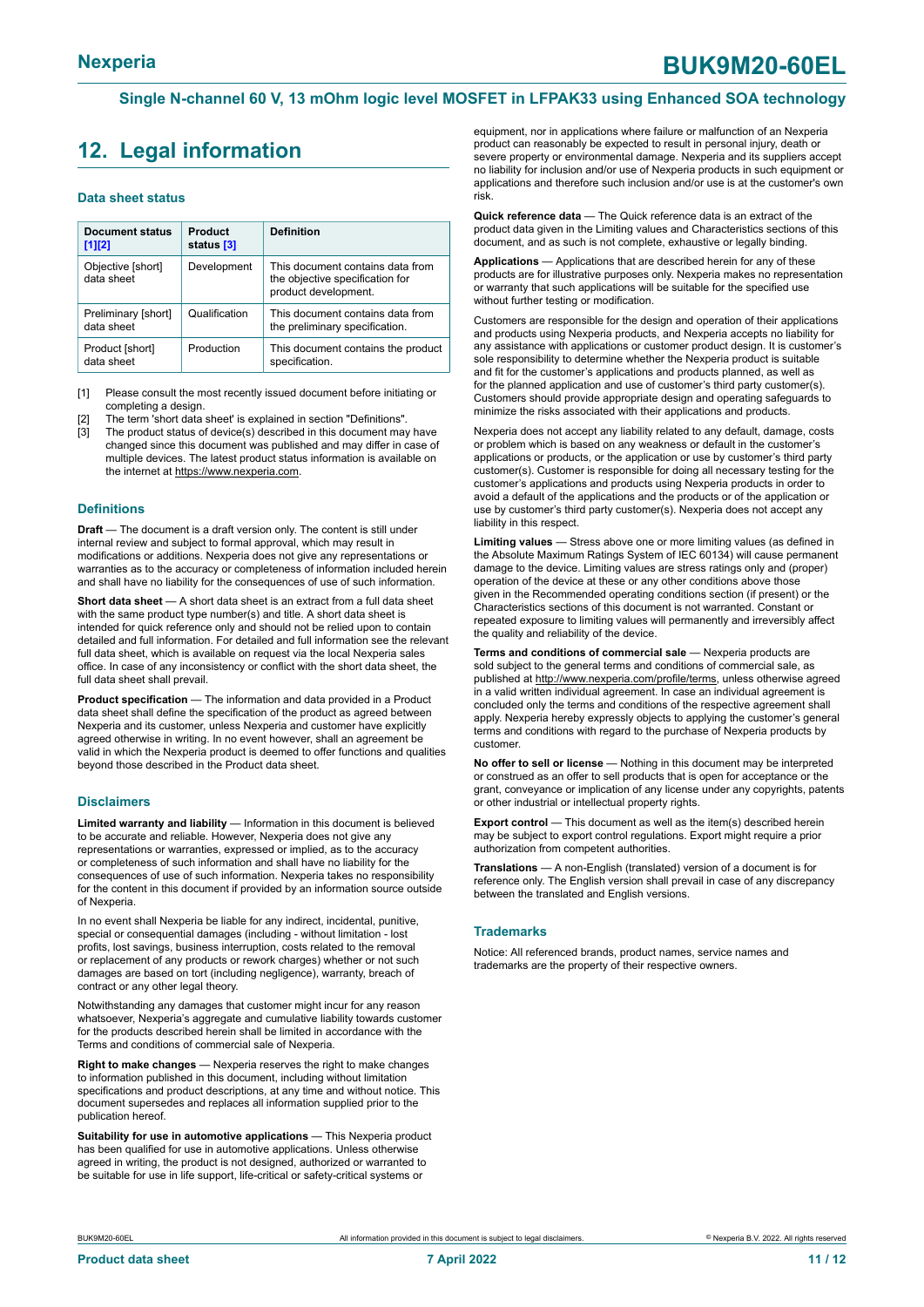## 12. Legal information

### Data sheet status

| Document status [1][2] | Product status [3] | Definition |
|---|---|---|
| Objective [short] data sheet | Development | This document contains data from the objective specification for product development. |
| Preliminary [short] data sheet | Qualification | This document contains data from the preliminary specification. |
| Product [short] data sheet | Production | This document contains the product specification. |

[1] Please consult the most recently issued document before initiating or completing a design.
[2] The term 'short data sheet' is explained in section "Definitions".
[3] The product status of device(s) described in this document may have changed since this document was published and may differ in case of multiple devices. The latest product status information is available on the internet at https://www.nexperia.com.

### Definitions

**Draft** — The document is a draft version only. The content is still under internal review and subject to formal approval, which may result in modifications or additions. Nexperia does not give any representations or warranties as to the accuracy or completeness of information included herein and shall have no liability for the consequences of use of such information.

**Short data sheet** — A short data sheet is an extract from a full data sheet with the same product type number(s) and title. A short data sheet is intended for quick reference only and should not be relied upon to contain detailed and full information. For detailed and full information see the relevant full data sheet, which is available on request via the local Nexperia sales office. In case of any inconsistency or conflict with the short data sheet, the full data sheet shall prevail.

**Product specification** — The information and data provided in a Product data sheet shall define the specification of the product as agreed between Nexperia and its customer, unless Nexperia and customer have explicitly agreed otherwise in writing. In no event however, shall an agreement be valid in which the Nexperia product is deemed to offer functions and qualities beyond those described in the Product data sheet.

### Disclaimers

**Limited warranty and liability** — Information in this document is believed to be accurate and reliable. However, Nexperia does not give any representations or warranties, expressed or implied, as to the accuracy or completeness of such information and shall have no liability for the consequences of use of such information. Nexperia takes no responsibility for the content in this document if provided by an information source outside of Nexperia.

In no event shall Nexperia be liable for any indirect, incidental, punitive, special or consequential damages (including - without limitation - lost profits, lost savings, business interruption, costs related to the removal or replacement of any products or rework charges) whether or not such damages are based on tort (including negligence), warranty, breach of contract or any other legal theory.

Notwithstanding any damages that customer might incur for any reason whatsoever, Nexperia's aggregate and cumulative liability towards customer for the products described herein shall be limited in accordance with the Terms and conditions of commercial sale of Nexperia.

**Right to make changes** — Nexperia reserves the right to make changes to information published in this document, including without limitation specifications and product descriptions, at any time and without notice. This document supersedes and replaces all information supplied prior to the publication hereof.

**Suitability for use in automotive applications** — This Nexperia product has been qualified for use in automotive applications. Unless otherwise agreed in writing, the product is not designed, authorized or warranted to be suitable for use in life support, life-critical or safety-critical systems or equipment, nor in applications where failure or malfunction of an Nexperia product can reasonably be expected to result in personal injury, death or severe property or environmental damage. Nexperia and its suppliers accept no liability for inclusion and/or use of Nexperia products in such equipment or applications and therefore such inclusion and/or use is at the customer's own risk.

**Quick reference data** — The Quick reference data is an extract of the product data given in the Limiting values and Characteristics sections of this document, and as such is not complete, exhaustive or legally binding.

**Applications** — Applications that are described herein for any of these products are for illustrative purposes only. Nexperia makes no representation or warranty that such applications will be suitable for the specified use without further testing or modification.

Customers are responsible for the design and operation of their applications and products using Nexperia products, and Nexperia accepts no liability for any assistance with applications or customer product design. It is customer's sole responsibility to determine whether the Nexperia product is suitable and fit for the customer's applications and products planned, as well as for the planned application and use of customer's third party customer(s). Customers should provide appropriate design and operating safeguards to minimize the risks associated with their applications and products.

Nexperia does not accept any liability related to any default, damage, costs or problem which is based on any weakness or default in the customer's applications or products, or the application or use by customer's third party customer(s). Customer is responsible for doing all necessary testing for the customer's applications and products using Nexperia products in order to avoid a default of the applications and the products or of the application or use by customer's third party customer(s). Nexperia does not accept any liability in this respect.

**Limiting values** — Stress above one or more limiting values (as defined in the Absolute Maximum Ratings System of IEC 60134) will cause permanent damage to the device. Limiting values are stress ratings only and (proper) operation of the device at these or any other conditions above those given in the Recommended operating conditions section (if present) or the Characteristics sections of this document is not warranted. Constant or repeated exposure to limiting values will permanently and irreversibly affect the quality and reliability of the device.

**Terms and conditions of commercial sale** — Nexperia products are sold subject to the general terms and conditions of commercial sale, as published at http://www.nexperia.com/profile/terms, unless otherwise agreed in a valid written individual agreement. In case an individual agreement is concluded only the terms and conditions of the respective agreement shall apply. Nexperia hereby expressly objects to applying the customer's general terms and conditions with regard to the purchase of Nexperia products by customer.

**No offer to sell or license** — Nothing in this document may be interpreted or construed as an offer to sell products that is open for acceptance or the grant, conveyance or implication of any license under any copyrights, patents or other industrial or intellectual property rights.

**Export control** — This document as well as the item(s) described herein may be subject to export control regulations. Export might require a prior authorization from competent authorities.

**Translations** — A non-English (translated) version of a document is for reference only. The English version shall prevail in case of any discrepancy between the translated and English versions.

### Trademarks

Notice: All referenced brands, product names, service names and trademarks are the property of their respective owners.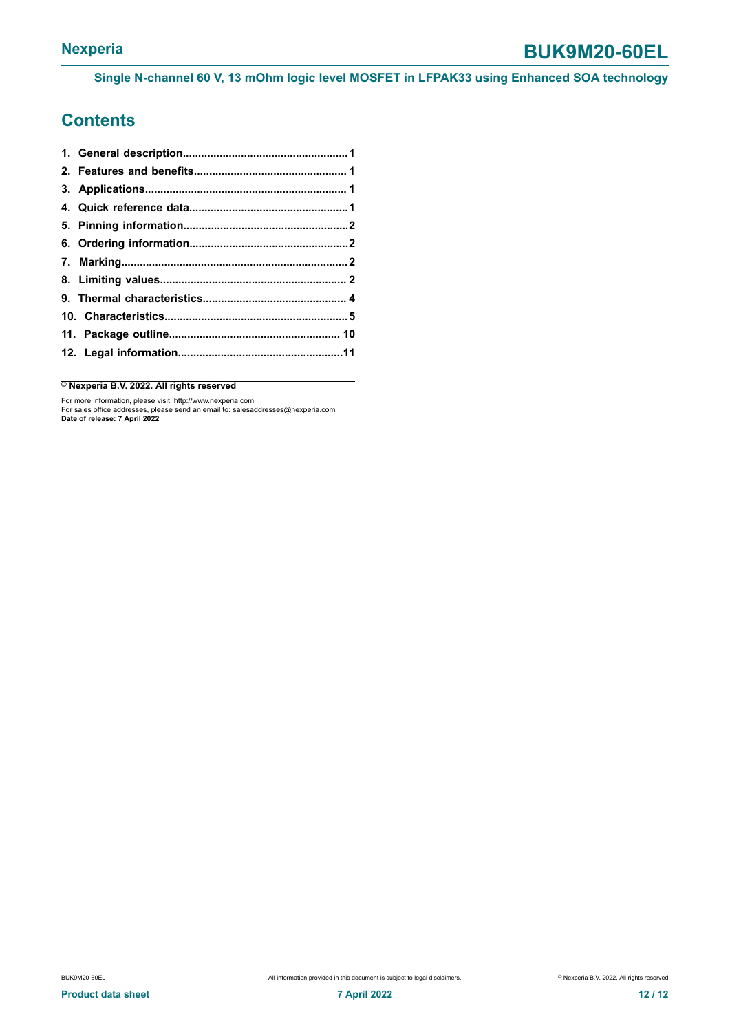## Contents

1. General description ..................................................... 1
2. Features and benefits ................................................. 1
3. Applications ................................................................ 1
4. Quick reference data ................................................... 1
5. Pinning information ..................................................... 2
6. Ordering information .................................................... 2
7. Marking ......................................................................... 2
8. Limiting values ............................................................. 2
9. Thermal characteristics ............................................... 4
10. Characteristics ............................................................ 5
11. Package outline ......................................................... 10
12. Legal information ....................................................... 11

**© Nexperia B.V. 2022. All rights reserved**

For more information, please visit: http://www.nexperia.com
For sales office addresses, please send an email to: salesaddresses@nexperia.com
**Date of release: 7 April 2022**